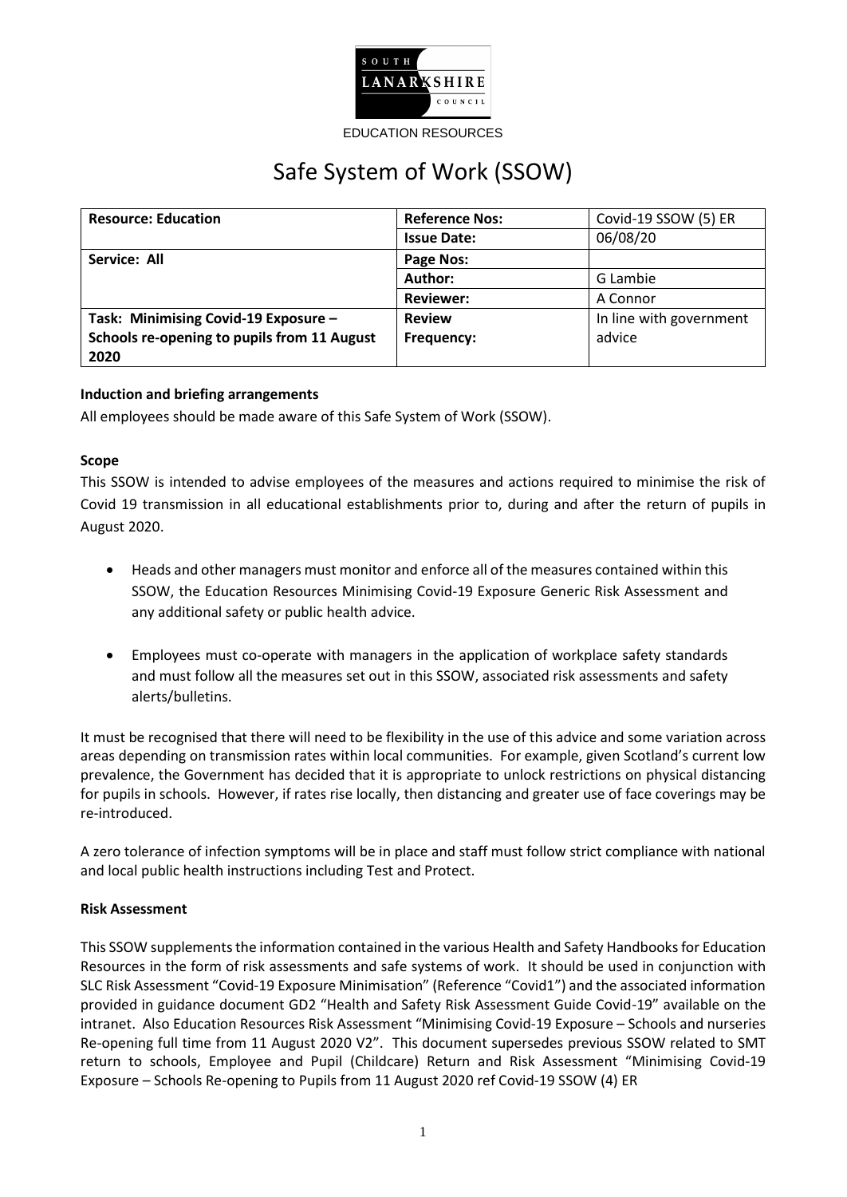SOUTH LANARKSHIRE COUNCIL

EDUCATION RESOURCES

# Safe System of Work (SSOW)

| **Resource: Education** | **Reference Nos:** | Covid-19 SSOW (5) ER |
|---|---|---|
| | **Issue Date:** | 06/08/20 |
| **Service: All** | **Page Nos:** | |
| | **Author:** | G Lambie |
| | **Reviewer:** | A Connor |
| **Task: Minimising Covid-19 Exposure – Schools re-opening to pupils from 11 August 2020** | **Review Frequency:** | In line with government advice |

**Induction and briefing arrangements**

All employees should be made aware of this Safe System of Work (SSOW).

**Scope**

This SSOW is intended to advise employees of the measures and actions required to minimise the risk of Covid 19 transmission in all educational establishments prior to, during and after the return of pupils in August 2020.

- Heads and other managers must monitor and enforce all of the measures contained within this SSOW, the Education Resources Minimising Covid-19 Exposure Generic Risk Assessment and any additional safety or public health advice.
- Employees must co-operate with managers in the application of workplace safety standards and must follow all the measures set out in this SSOW, associated risk assessments and safety alerts/bulletins.

It must be recognised that there will need to be flexibility in the use of this advice and some variation across areas depending on transmission rates within local communities. For example, given Scotland's current low prevalence, the Government has decided that it is appropriate to unlock restrictions on physical distancing for pupils in schools. However, if rates rise locally, then distancing and greater use of face coverings may be re-introduced.

A zero tolerance of infection symptoms will be in place and staff must follow strict compliance with national and local public health instructions including Test and Protect.

**Risk Assessment**

This SSOW supplements the information contained in the various Health and Safety Handbooks for Education Resources in the form of risk assessments and safe systems of work. It should be used in conjunction with SLC Risk Assessment "Covid-19 Exposure Minimisation" (Reference "Covid1") and the associated information provided in guidance document GD2 "Health and Safety Risk Assessment Guide Covid-19" available on the intranet. Also Education Resources Risk Assessment "Minimising Covid-19 Exposure – Schools and nurseries Re-opening full time from 11 August 2020 V2". This document supersedes previous SSOW related to SMT return to schools, Employee and Pupil (Childcare) Return and Risk Assessment "Minimising Covid-19 Exposure – Schools Re-opening to Pupils from 11 August 2020 ref Covid-19 SSOW (4) ER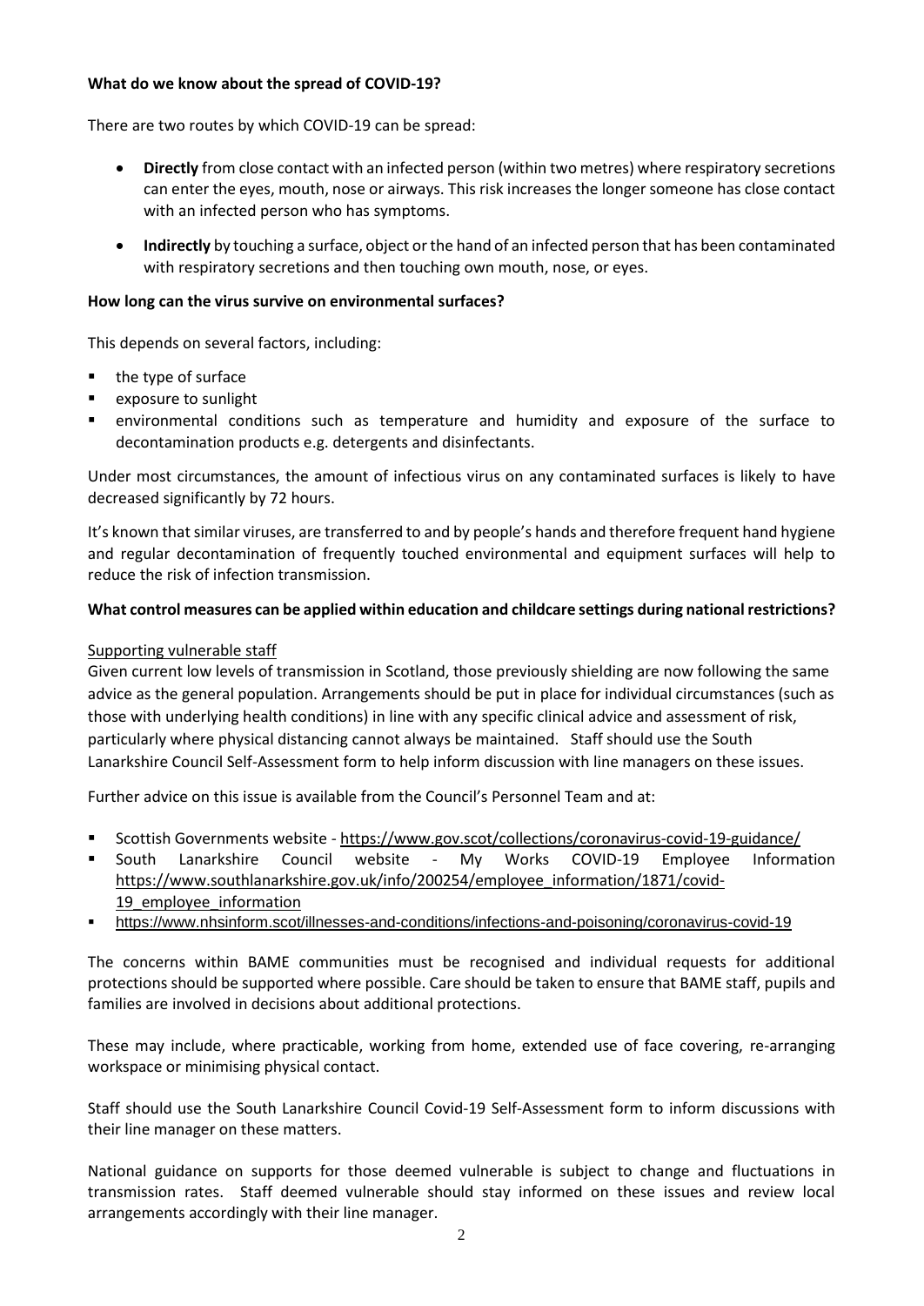**What do we know about the spread of COVID-19?**

There are two routes by which COVID-19 can be spread:

- **Directly** from close contact with an infected person (within two metres) where respiratory secretions can enter the eyes, mouth, nose or airways. This risk increases the longer someone has close contact with an infected person who has symptoms.
- **Indirectly** by touching a surface, object or the hand of an infected person that has been contaminated with respiratory secretions and then touching own mouth, nose, or eyes.

**How long can the virus survive on environmental surfaces?**

This depends on several factors, including:

- the type of surface
- exposure to sunlight
- environmental conditions such as temperature and humidity and exposure of the surface to decontamination products e.g. detergents and disinfectants.

Under most circumstances, the amount of infectious virus on any contaminated surfaces is likely to have decreased significantly by 72 hours.

It's known that similar viruses, are transferred to and by people's hands and therefore frequent hand hygiene and regular decontamination of frequently touched environmental and equipment surfaces will help to reduce the risk of infection transmission.

**What control measures can be applied within education and childcare settings during national restrictions?**

Supporting vulnerable staff

Given current low levels of transmission in Scotland, those previously shielding are now following the same advice as the general population. Arrangements should be put in place for individual circumstances (such as those with underlying health conditions) in line with any specific clinical advice and assessment of risk, particularly where physical distancing cannot always be maintained. Staff should use the South Lanarkshire Council Self-Assessment form to help inform discussion with line managers on these issues.

Further advice on this issue is available from the Council's Personnel Team and at:

- Scottish Governments website - https://www.gov.scot/collections/coronavirus-covid-19-guidance/
- South Lanarkshire Council website - My Works COVID-19 Employee Information https://www.southlanarkshire.gov.uk/info/200254/employee_information/1871/covid-19_employee_information
- https://www.nhsinform.scot/illnesses-and-conditions/infections-and-poisoning/coronavirus-covid-19

The concerns within BAME communities must be recognised and individual requests for additional protections should be supported where possible. Care should be taken to ensure that BAME staff, pupils and families are involved in decisions about additional protections.

These may include, where practicable, working from home, extended use of face covering, re-arranging workspace or minimising physical contact.

Staff should use the South Lanarkshire Council Covid-19 Self-Assessment form to inform discussions with their line manager on these matters.

National guidance on supports for those deemed vulnerable is subject to change and fluctuations in transmission rates. Staff deemed vulnerable should stay informed on these issues and review local arrangements accordingly with their line manager.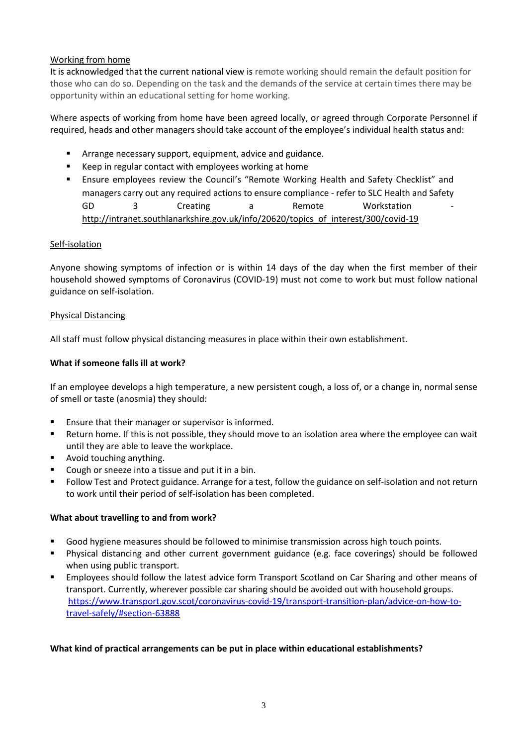<u>Working from home</u>

It is acknowledged that the current national view is remote working should remain the default position for those who can do so. Depending on the task and the demands of the service at certain times there may be opportunity within an educational setting for home working.

Where aspects of working from home have been agreed locally, or agreed through Corporate Personnel if required, heads and other managers should take account of the employee's individual health status and:

- Arrange necessary support, equipment, advice and guidance.
- Keep in regular contact with employees working at home
- Ensure employees review the Council's "Remote Working Health and Safety Checklist" and managers carry out any required actions to ensure compliance - refer to SLC Health and Safety GD 3 Creating a Remote Workstation - http://intranet.southlanarkshire.gov.uk/info/20620/topics_of_interest/300/covid-19

<u>Self-isolation</u>

Anyone showing symptoms of infection or is within 14 days of the day when the first member of their household showed symptoms of Coronavirus (COVID-19) must not come to work but must follow national guidance on self-isolation.

<u>Physical Distancing</u>

All staff must follow physical distancing measures in place within their own establishment.

**What if someone falls ill at work?**

If an employee develops a high temperature, a new persistent cough, a loss of, or a change in, normal sense of smell or taste (anosmia) they should:

- Ensure that their manager or supervisor is informed.
- Return home. If this is not possible, they should move to an isolation area where the employee can wait until they are able to leave the workplace.
- Avoid touching anything.
- Cough or sneeze into a tissue and put it in a bin.
- Follow Test and Protect guidance. Arrange for a test, follow the guidance on self-isolation and not return to work until their period of self-isolation has been completed.

**What about travelling to and from work?**

- Good hygiene measures should be followed to minimise transmission across high touch points.
- Physical distancing and other current government guidance (e.g. face coverings) should be followed when using public transport.
- Employees should follow the latest advice form Transport Scotland on Car Sharing and other means of transport. Currently, wherever possible car sharing should be avoided out with household groups. https://www.transport.gov.scot/coronavirus-covid-19/transport-transition-plan/advice-on-how-to-travel-safely/#section-63888

**What kind of practical arrangements can be put in place within educational establishments?**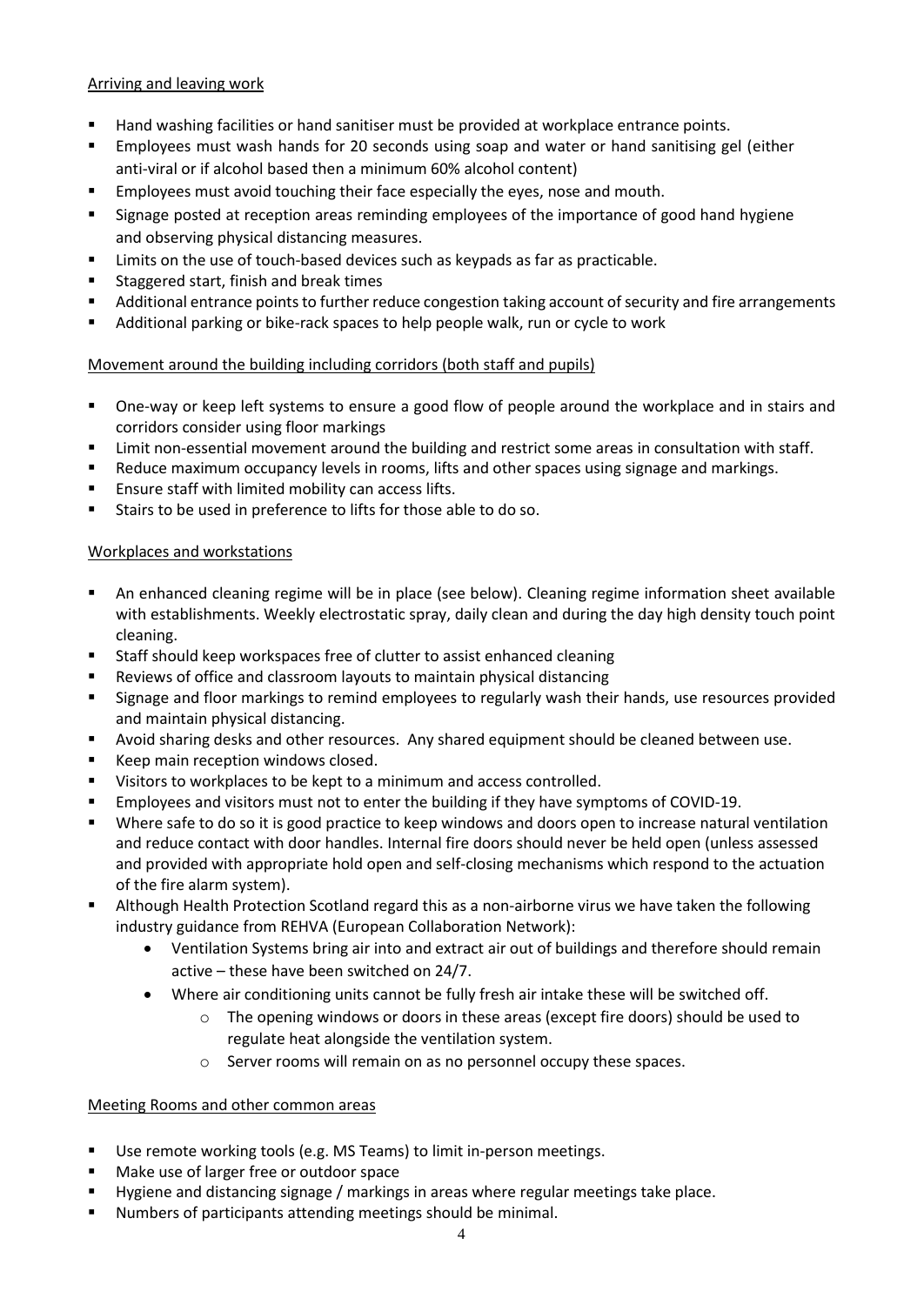## Arriving and leaving work

- Hand washing facilities or hand sanitiser must be provided at workplace entrance points.
- Employees must wash hands for 20 seconds using soap and water or hand sanitising gel (either anti-viral or if alcohol based then a minimum 60% alcohol content)
- Employees must avoid touching their face especially the eyes, nose and mouth.
- Signage posted at reception areas reminding employees of the importance of good hand hygiene and observing physical distancing measures.
- Limits on the use of touch-based devices such as keypads as far as practicable.
- Staggered start, finish and break times
- Additional entrance points to further reduce congestion taking account of security and fire arrangements
- Additional parking or bike-rack spaces to help people walk, run or cycle to work

## Movement around the building including corridors (both staff and pupils)

- One-way or keep left systems to ensure a good flow of people around the workplace and in stairs and corridors consider using floor markings
- Limit non-essential movement around the building and restrict some areas in consultation with staff.
- Reduce maximum occupancy levels in rooms, lifts and other spaces using signage and markings.
- Ensure staff with limited mobility can access lifts.
- Stairs to be used in preference to lifts for those able to do so.

## Workplaces and workstations

- An enhanced cleaning regime will be in place (see below). Cleaning regime information sheet available with establishments. Weekly electrostatic spray, daily clean and during the day high density touch point cleaning.
- Staff should keep workspaces free of clutter to assist enhanced cleaning
- Reviews of office and classroom layouts to maintain physical distancing
- Signage and floor markings to remind employees to regularly wash their hands, use resources provided and maintain physical distancing.
- Avoid sharing desks and other resources. Any shared equipment should be cleaned between use.
- Keep main reception windows closed.
- Visitors to workplaces to be kept to a minimum and access controlled.
- Employees and visitors must not to enter the building if they have symptoms of COVID-19.
- Where safe to do so it is good practice to keep windows and doors open to increase natural ventilation and reduce contact with door handles. Internal fire doors should never be held open (unless assessed and provided with appropriate hold open and self-closing mechanisms which respond to the actuation of the fire alarm system).
- Although Health Protection Scotland regard this as a non-airborne virus we have taken the following industry guidance from REHVA (European Collaboration Network):
  - Ventilation Systems bring air into and extract air out of buildings and therefore should remain active – these have been switched on 24/7.
  - Where air conditioning units cannot be fully fresh air intake these will be switched off.
    - The opening windows or doors in these areas (except fire doors) should be used to regulate heat alongside the ventilation system.
    - Server rooms will remain on as no personnel occupy these spaces.

## Meeting Rooms and other common areas

- Use remote working tools (e.g. MS Teams) to limit in-person meetings.
- Make use of larger free or outdoor space
- Hygiene and distancing signage / markings in areas where regular meetings take place.
- Numbers of participants attending meetings should be minimal.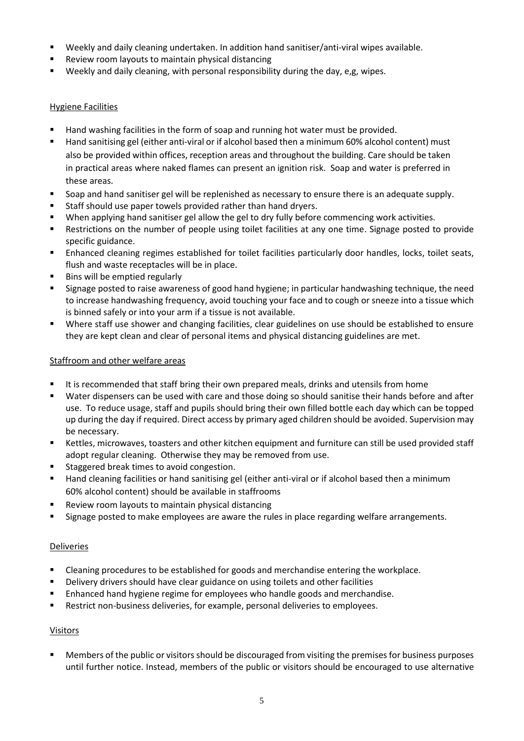- Weekly and daily cleaning undertaken. In addition hand sanitiser/anti-viral wipes available.
- Review room layouts to maintain physical distancing
- Weekly and daily cleaning, with personal responsibility during the day, e,g, wipes.

### Hygiene Facilities

- Hand washing facilities in the form of soap and running hot water must be provided.
- Hand sanitising gel (either anti-viral or if alcohol based then a minimum 60% alcohol content) must also be provided within offices, reception areas and throughout the building. Care should be taken in practical areas where naked flames can present an ignition risk. Soap and water is preferred in these areas.
- Soap and hand sanitiser gel will be replenished as necessary to ensure there is an adequate supply.
- Staff should use paper towels provided rather than hand dryers.
- When applying hand sanitiser gel allow the gel to dry fully before commencing work activities.
- Restrictions on the number of people using toilet facilities at any one time. Signage posted to provide specific guidance.
- Enhanced cleaning regimes established for toilet facilities particularly door handles, locks, toilet seats, flush and waste receptacles will be in place.
- Bins will be emptied regularly
- Signage posted to raise awareness of good hand hygiene; in particular handwashing technique, the need to increase handwashing frequency, avoid touching your face and to cough or sneeze into a tissue which is binned safely or into your arm if a tissue is not available.
- Where staff use shower and changing facilities, clear guidelines on use should be established to ensure they are kept clean and clear of personal items and physical distancing guidelines are met.

### Staffroom and other welfare areas

- It is recommended that staff bring their own prepared meals, drinks and utensils from home
- Water dispensers can be used with care and those doing so should sanitise their hands before and after use. To reduce usage, staff and pupils should bring their own filled bottle each day which can be topped up during the day if required. Direct access by primary aged children should be avoided. Supervision may be necessary.
- Kettles, microwaves, toasters and other kitchen equipment and furniture can still be used provided staff adopt regular cleaning. Otherwise they may be removed from use.
- Staggered break times to avoid congestion.
- Hand cleaning facilities or hand sanitising gel (either anti-viral or if alcohol based then a minimum 60% alcohol content) should be available in staffrooms
- Review room layouts to maintain physical distancing
- Signage posted to make employees are aware the rules in place regarding welfare arrangements.

### Deliveries

- Cleaning procedures to be established for goods and merchandise entering the workplace.
- Delivery drivers should have clear guidance on using toilets and other facilities
- Enhanced hand hygiene regime for employees who handle goods and merchandise.
- Restrict non-business deliveries, for example, personal deliveries to employees.

### Visitors

- Members of the public or visitors should be discouraged from visiting the premises for business purposes until further notice. Instead, members of the public or visitors should be encouraged to use alternative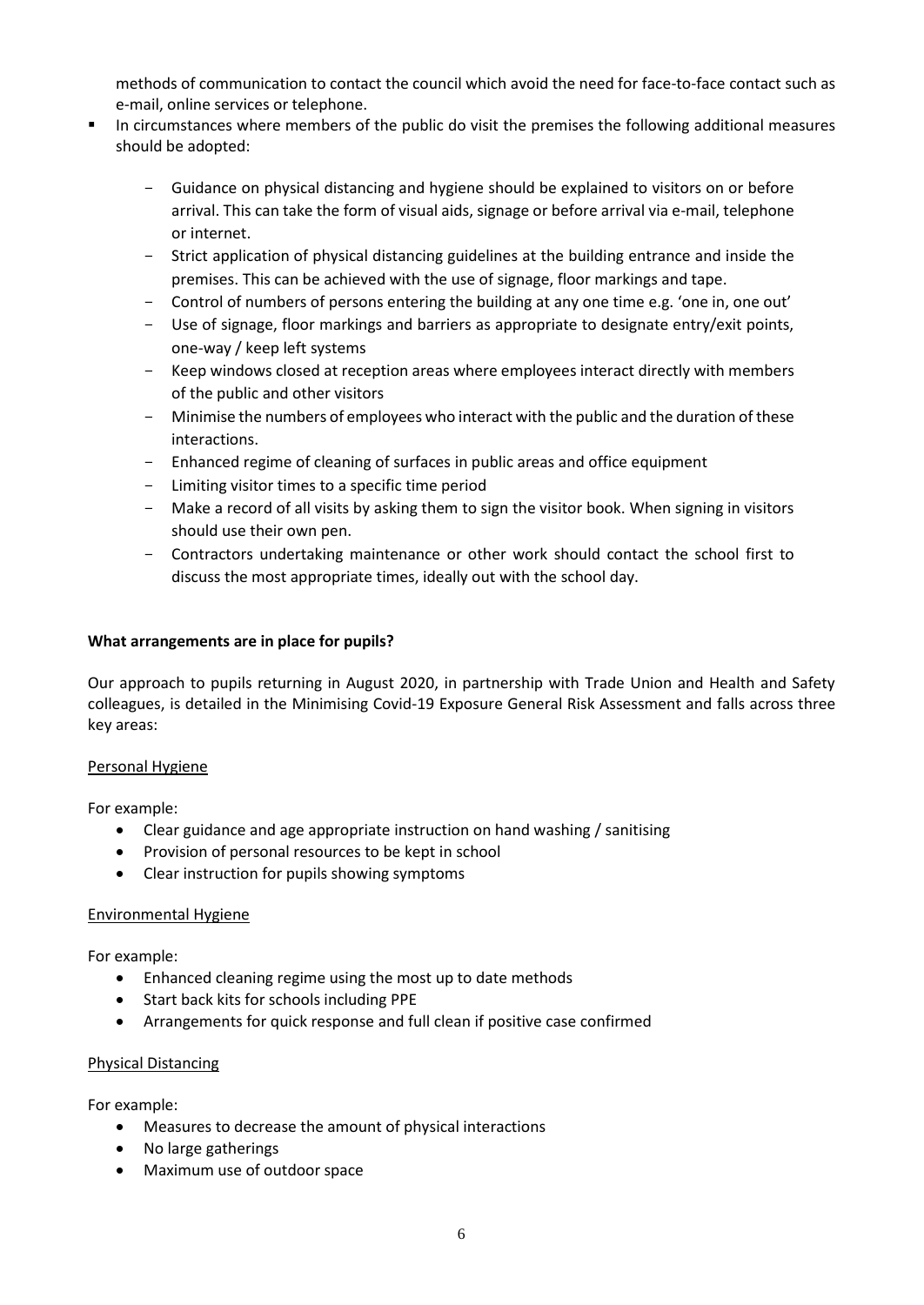methods of communication to contact the council which avoid the need for face-to-face contact such as e-mail, online services or telephone.

- In circumstances where members of the public do visit the premises the following additional measures should be adopted:
  - Guidance on physical distancing and hygiene should be explained to visitors on or before arrival. This can take the form of visual aids, signage or before arrival via e-mail, telephone or internet.
  - Strict application of physical distancing guidelines at the building entrance and inside the premises. This can be achieved with the use of signage, floor markings and tape.
  - Control of numbers of persons entering the building at any one time e.g. 'one in, one out'
  - Use of signage, floor markings and barriers as appropriate to designate entry/exit points, one-way / keep left systems
  - Keep windows closed at reception areas where employees interact directly with members of the public and other visitors
  - Minimise the numbers of employees who interact with the public and the duration of these interactions.
  - Enhanced regime of cleaning of surfaces in public areas and office equipment
  - Limiting visitor times to a specific time period
  - Make a record of all visits by asking them to sign the visitor book. When signing in visitors should use their own pen.
  - Contractors undertaking maintenance or other work should contact the school first to discuss the most appropriate times, ideally out with the school day.

**What arrangements are in place for pupils?**

Our approach to pupils returning in August 2020, in partnership with Trade Union and Health and Safety colleagues, is detailed in the Minimising Covid-19 Exposure General Risk Assessment and falls across three key areas:

<u>Personal Hygiene</u>

For example:

- Clear guidance and age appropriate instruction on hand washing / sanitising
- Provision of personal resources to be kept in school
- Clear instruction for pupils showing symptoms

<u>Environmental Hygiene</u>

For example:

- Enhanced cleaning regime using the most up to date methods
- Start back kits for schools including PPE
- Arrangements for quick response and full clean if positive case confirmed

<u>Physical Distancing</u>

For example:

- Measures to decrease the amount of physical interactions
- No large gatherings
- Maximum use of outdoor space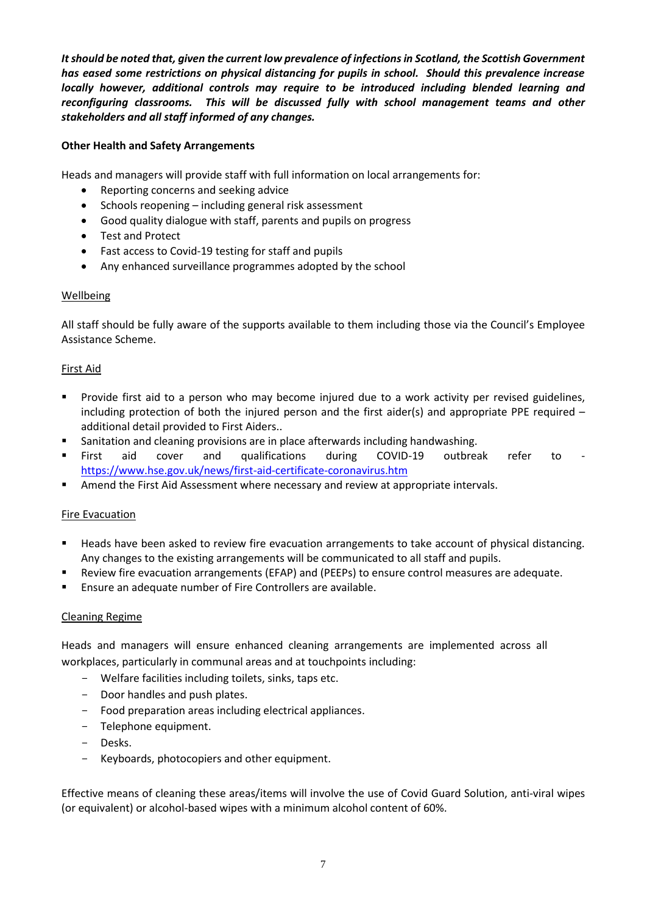***It should be noted that, given the current low prevalence of infections in Scotland, the Scottish Government has eased some restrictions on physical distancing for pupils in school. Should this prevalence increase locally however, additional controls may require to be introduced including blended learning and reconfiguring classrooms. This will be discussed fully with school management teams and other stakeholders and all staff informed of any changes.***

**Other Health and Safety Arrangements**

Heads and managers will provide staff with full information on local arrangements for:

- Reporting concerns and seeking advice
- Schools reopening – including general risk assessment
- Good quality dialogue with staff, parents and pupils on progress
- Test and Protect
- Fast access to Covid-19 testing for staff and pupils
- Any enhanced surveillance programmes adopted by the school

Wellbeing

All staff should be fully aware of the supports available to them including those via the Council's Employee Assistance Scheme.

First Aid

- Provide first aid to a person who may become injured due to a work activity per revised guidelines, including protection of both the injured person and the first aider(s) and appropriate PPE required – additional detail provided to First Aiders..
- Sanitation and cleaning provisions are in place afterwards including handwashing.
- First aid cover and qualifications during COVID-19 outbreak refer to - https://www.hse.gov.uk/news/first-aid-certificate-coronavirus.htm
- Amend the First Aid Assessment where necessary and review at appropriate intervals.

Fire Evacuation

- Heads have been asked to review fire evacuation arrangements to take account of physical distancing. Any changes to the existing arrangements will be communicated to all staff and pupils.
- Review fire evacuation arrangements (EFAP) and (PEEPs) to ensure control measures are adequate.
- Ensure an adequate number of Fire Controllers are available.

Cleaning Regime

Heads and managers will ensure enhanced cleaning arrangements are implemented across all workplaces, particularly in communal areas and at touchpoints including:

- Welfare facilities including toilets, sinks, taps etc.
- Door handles and push plates.
- Food preparation areas including electrical appliances.
- Telephone equipment.
- Desks.
- Keyboards, photocopiers and other equipment.

Effective means of cleaning these areas/items will involve the use of Covid Guard Solution, anti-viral wipes (or equivalent) or alcohol-based wipes with a minimum alcohol content of 60%.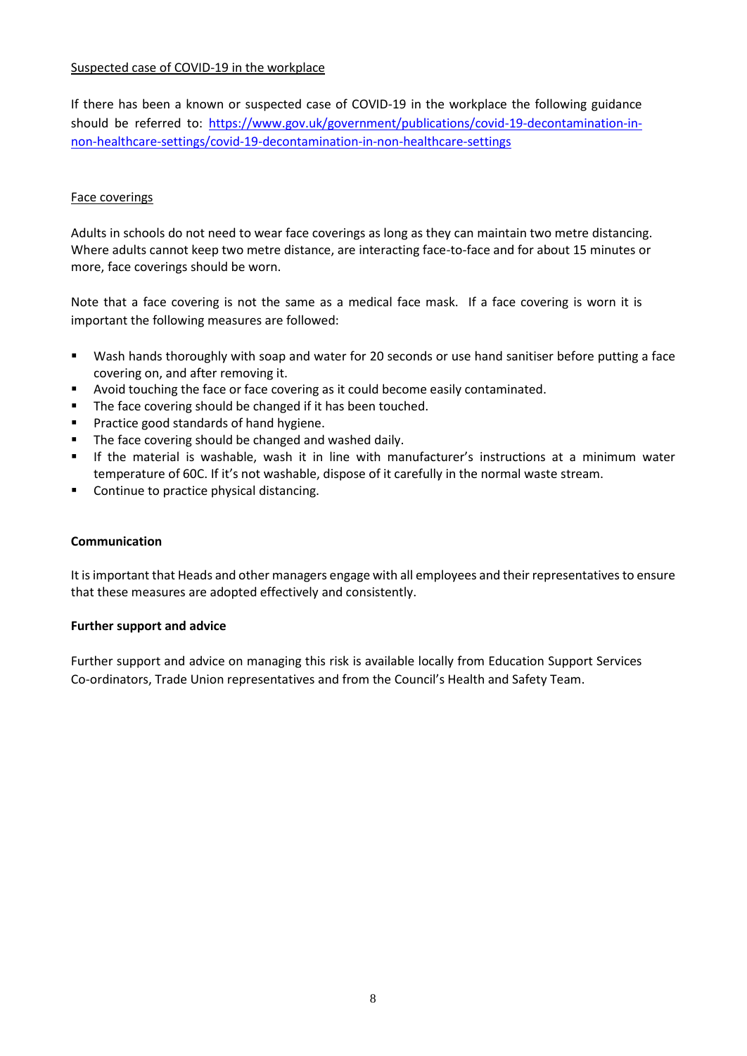Suspected case of COVID-19 in the workplace

If there has been a known or suspected case of COVID-19 in the workplace the following guidance should be referred to: [https://www.gov.uk/government/publications/covid-19-decontamination-in-non-healthcare-settings/covid-19-decontamination-in-non-healthcare-settings](https://www.gov.uk/government/publications/covid-19-decontamination-in-non-healthcare-settings/covid-19-decontamination-in-non-healthcare-settings)

Face coverings

Adults in schools do not need to wear face coverings as long as they can maintain two metre distancing. Where adults cannot keep two metre distance, are interacting face-to-face and for about 15 minutes or more, face coverings should be worn.

Note that a face covering is not the same as a medical face mask. If a face covering is worn it is important the following measures are followed:

- Wash hands thoroughly with soap and water for 20 seconds or use hand sanitiser before putting a face covering on, and after removing it.
- Avoid touching the face or face covering as it could become easily contaminated.
- The face covering should be changed if it has been touched.
- Practice good standards of hand hygiene.
- The face covering should be changed and washed daily.
- If the material is washable, wash it in line with manufacturer's instructions at a minimum water temperature of 60C. If it's not washable, dispose of it carefully in the normal waste stream.
- Continue to practice physical distancing.

**Communication**

It is important that Heads and other managers engage with all employees and their representatives to ensure that these measures are adopted effectively and consistently.

**Further support and advice**

Further support and advice on managing this risk is available locally from Education Support Services Co-ordinators, Trade Union representatives and from the Council's Health and Safety Team.